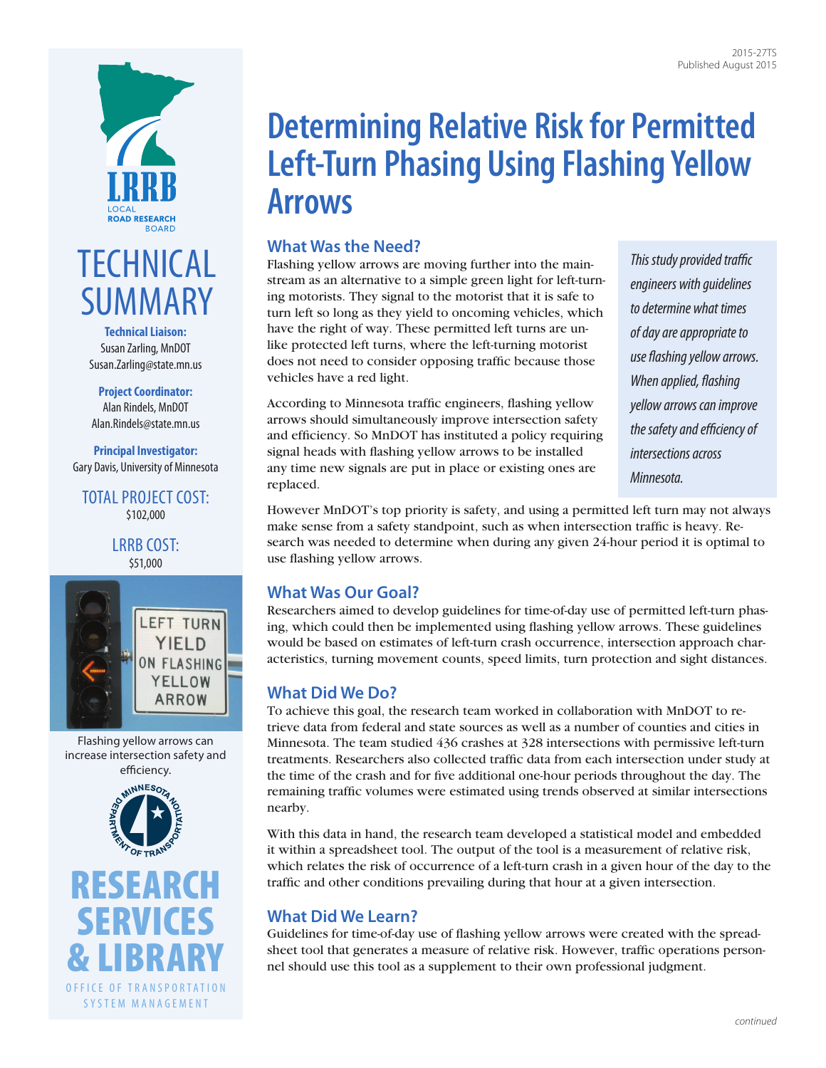2015-27TS
Published August 2015

# Determining Relative Risk for Permitted Left-Turn Phasing Using Flashing Yellow Arrows

LRRB
LOCAL ROAD RESEARCH BOARD

# TECHNICAL SUMMARY

**Technical Liaison:**
Susan Zarling, MnDOT
Susan.Zarling@state.mn.us

**Project Coordinator:**
Alan Rindels, MnDOT
Alan.Rindels@state.mn.us

**Principal Investigator:**
Gary Davis, University of Minnesota

TOTAL PROJECT COST:
$102,000

LRRB COST:
$51,000

Flashing yellow arrows can increase intersection safety and efficiency.

RESEARCH SERVICES & LIBRARY
OFFICE OF TRANSPORTATION SYSTEM MANAGEMENT

*This study provided traffic engineers with guidelines to determine what times of day are appropriate to use flashing yellow arrows. When applied, flashing yellow arrows can improve the safety and efficiency of intersections across Minnesota.*

## What Was the Need?

Flashing yellow arrows are moving further into the mainstream as an alternative to a simple green light for left-turning motorists. They signal to the motorist that it is safe to turn left so long as they yield to oncoming vehicles, which have the right of way. These permitted left turns are unlike protected left turns, where the left-turning motorist does not need to consider opposing traffic because those vehicles have a red light.

According to Minnesota traffic engineers, flashing yellow arrows should simultaneously improve intersection safety and efficiency. So MnDOT has instituted a policy requiring signal heads with flashing yellow arrows to be installed any time new signals are put in place or existing ones are replaced.

However MnDOT's top priority is safety, and using a permitted left turn may not always make sense from a safety standpoint, such as when intersection traffic is heavy. Research was needed to determine when during any given 24-hour period it is optimal to use flashing yellow arrows.

## What Was Our Goal?

Researchers aimed to develop guidelines for time-of-day use of permitted left-turn phasing, which could then be implemented using flashing yellow arrows. These guidelines would be based on estimates of left-turn crash occurrence, intersection approach characteristics, turning movement counts, speed limits, turn protection and sight distances.

## What Did We Do?

To achieve this goal, the research team worked in collaboration with MnDOT to retrieve data from federal and state sources as well as a number of counties and cities in Minnesota. The team studied 436 crashes at 328 intersections with permissive left-turn treatments. Researchers also collected traffic data from each intersection under study at the time of the crash and for five additional one-hour periods throughout the day. The remaining traffic volumes were estimated using trends observed at similar intersections nearby.

With this data in hand, the research team developed a statistical model and embedded it within a spreadsheet tool. The output of the tool is a measurement of relative risk, which relates the risk of occurrence of a left-turn crash in a given hour of the day to the traffic and other conditions prevailing during that hour at a given intersection.

## What Did We Learn?

Guidelines for time-of-day use of flashing yellow arrows were created with the spreadsheet tool that generates a measure of relative risk. However, traffic operations personnel should use this tool as a supplement to their own professional judgment.

*continued*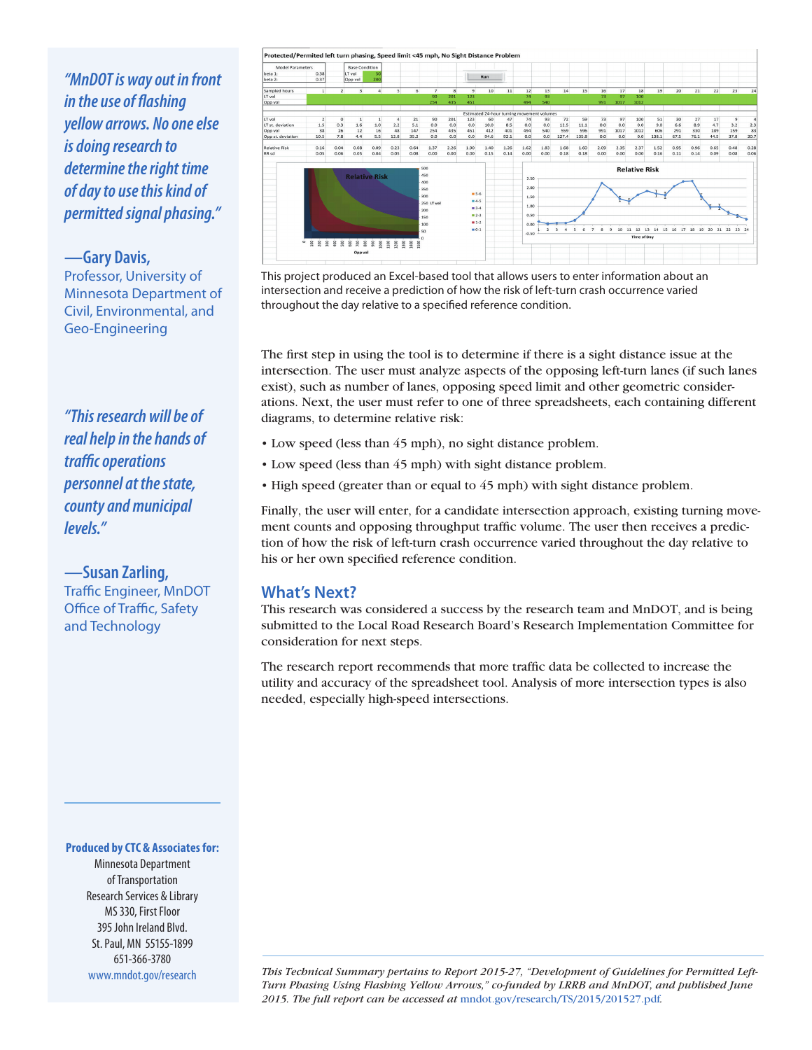*"MnDOT is way out in front in the use of flashing yellow arrows. No one else is doing research to determine the right time of day to use this kind of permitted signal phasing."*

**—Gary Davis,**
Professor, University of Minnesota Department of Civil, Environmental, and Geo-Engineering

*"This research will be of real help in the hands of traffic operations personnel at the state, county and municipal levels."*

**—Susan Zarling,**
Traffic Engineer, MnDOT Office of Traffic, Safety and Technology

**Produced by CTC & Associates for:**
Minnesota Department of Transportation
Research Services & Library
MS 330, First Floor
395 John Ireland Blvd.
St. Paul, MN 55155-1899
651-366-3780
www.mndot.gov/research

Protected/Permitted left turn phasing, Speed limit <45 mph, No Sight Distance Problem

Relative Risk

Relative Risk

Time of Day

This project produced an Excel-based tool that allows users to enter information about an intersection and receive a prediction of how the risk of left-turn crash occurrence varied throughout the day relative to a specified reference condition.

The first step in using the tool is to determine if there is a sight distance issue at the intersection. The user must analyze aspects of the opposing left-turn lanes (if such lanes exist), such as number of lanes, opposing speed limit and other geometric considerations. Next, the user must refer to one of three spreadsheets, each containing different diagrams, to determine relative risk:

- Low speed (less than 45 mph), no sight distance problem.
- Low speed (less than 45 mph) with sight distance problem.
- High speed (greater than or equal to 45 mph) with sight distance problem.

Finally, the user will enter, for a candidate intersection approach, existing turning movement counts and opposing throughput traffic volume. The user then receives a prediction of how the risk of left-turn crash occurrence varied throughout the day relative to his or her own specified reference condition.

## What's Next?

This research was considered a success by the research team and MnDOT, and is being submitted to the Local Road Research Board's Research Implementation Committee for consideration for next steps.

The research report recommends that more traffic data be collected to increase the utility and accuracy of the spreadsheet tool. Analysis of more intersection types is also needed, especially high-speed intersections.

*This Technical Summary pertains to Report 2015-27, "Development of Guidelines for Permitted Left-Turn Phasing Using Flashing Yellow Arrows," co-funded by LRRB and MnDOT, and published June 2015. The full report can be accessed at* mndot.gov/research/TS/2015/201527.pdf.